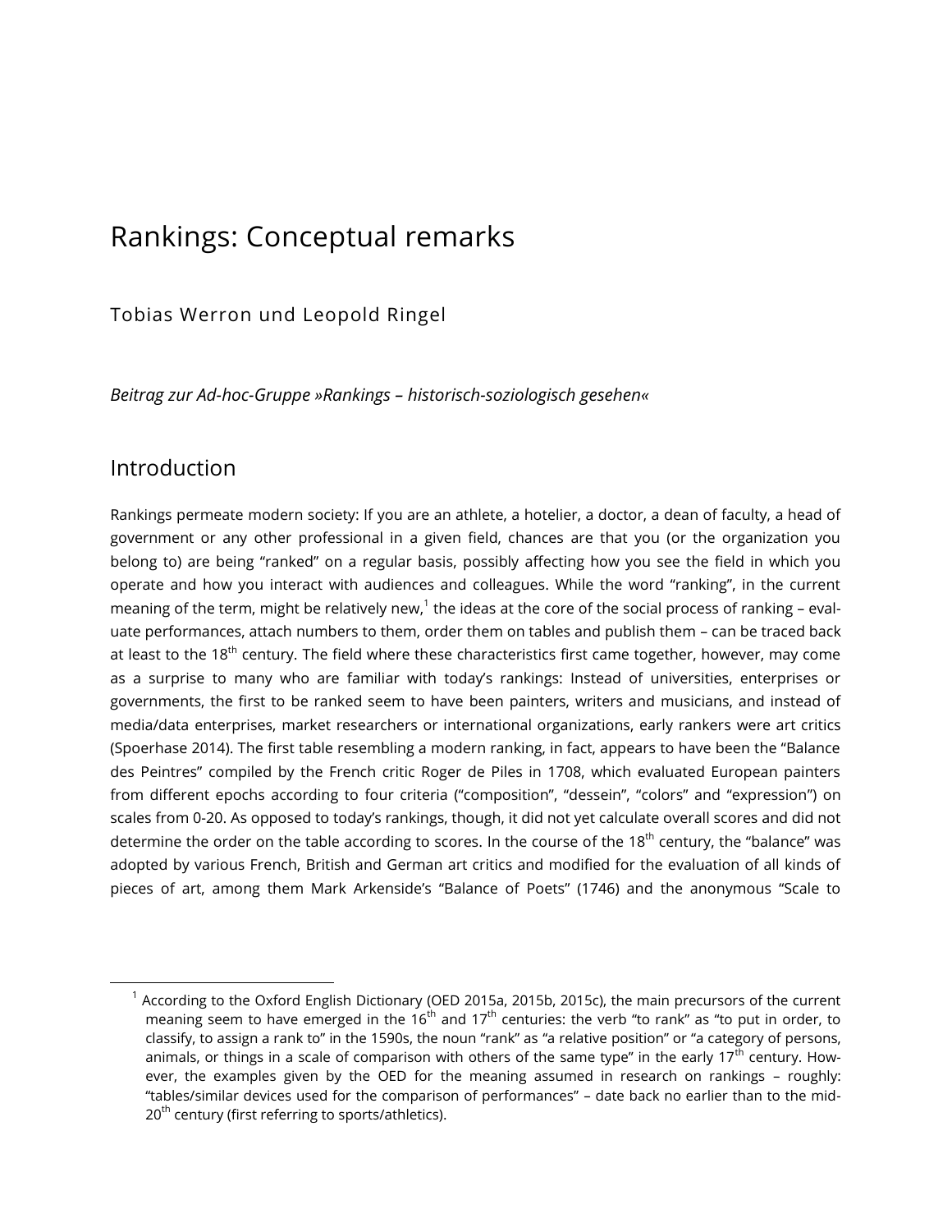# Rankings: Conceptual remarks

Tobias Werron und Leopold Ringel

*Beitrag zur Ad-hoc-Gruppe »Rankings – historisch-soziologisch gesehen«*

## Introduction

Rankings permeate modern society: If you are an athlete, a hotelier, a doctor, a dean of faculty, a head of government or any other professional in a given field, chances are that you (or the organization you belong to) are being "ranked" on a regular basis, possibly affecting how you see the field in which you operate and how you interact with audiences and colleagues. While the word "ranking", in the current meaning of the term, might be relatively new,[1] the ideas at the core of the social process of ranking – evaluate performances, attach numbers to them, order them on tables and publish them – can be traced back at least to the 18th century. The field where these characteristics first came together, however, may come as a surprise to many who are familiar with today's rankings: Instead of universities, enterprises or governments, the first to be ranked seem to have been painters, writers and musicians, and instead of media/data enterprises, market researchers or international organizations, early rankers were art critics (Spoerhase 2014). The first table resembling a modern ranking, in fact, appears to have been the "Balance des Peintres" compiled by the French critic Roger de Piles in 1708, which evaluated European painters from different epochs according to four criteria ("composition", "dessein", "colors" and "expression") on scales from 0-20. As opposed to today's rankings, though, it did not yet calculate overall scores and did not determine the order on the table according to scores. In the course of the 18th century, the "balance" was adopted by various French, British and German art critics and modified for the evaluation of all kinds of pieces of art, among them Mark Arkenside's "Balance of Poets" (1746) and the anonymous "Scale to

[1] According to the Oxford English Dictionary (OED 2015a, 2015b, 2015c), the main precursors of the current meaning seem to have emerged in the 16th and 17th centuries: the verb "to rank" as "to put in order, to classify, to assign a rank to" in the 1590s, the noun "rank" as "a relative position" or "a category of persons, animals, or things in a scale of comparison with others of the same type" in the early 17th century. However, the examples given by the OED for the meaning assumed in research on rankings – roughly: "tables/similar devices used for the comparison of performances" – date back no earlier than to the mid-20th century (first referring to sports/athletics).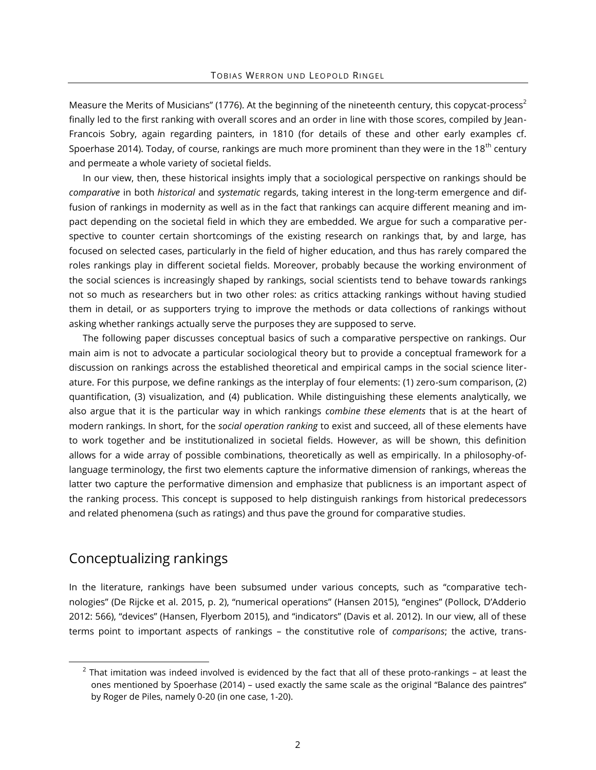Measure the Merits of Musicians" (1776). At the beginning of the nineteenth century, this copycat-process[2] finally led to the first ranking with overall scores and an order in line with those scores, compiled by Jean-Francois Sobry, again regarding painters, in 1810 (for details of these and other early examples cf. Spoerhase 2014). Today, of course, rankings are much more prominent than they were in the 18th century and permeate a whole variety of societal fields.

In our view, then, these historical insights imply that a sociological perspective on rankings should be *comparative* in both *historical* and *systematic* regards, taking interest in the long-term emergence and diffusion of rankings in modernity as well as in the fact that rankings can acquire different meaning and impact depending on the societal field in which they are embedded. We argue for such a comparative perspective to counter certain shortcomings of the existing research on rankings that, by and large, has focused on selected cases, particularly in the field of higher education, and thus has rarely compared the roles rankings play in different societal fields. Moreover, probably because the working environment of the social sciences is increasingly shaped by rankings, social scientists tend to behave towards rankings not so much as researchers but in two other roles: as critics attacking rankings without having studied them in detail, or as supporters trying to improve the methods or data collections of rankings without asking whether rankings actually serve the purposes they are supposed to serve.

The following paper discusses conceptual basics of such a comparative perspective on rankings. Our main aim is not to advocate a particular sociological theory but to provide a conceptual framework for a discussion on rankings across the established theoretical and empirical camps in the social science literature. For this purpose, we define rankings as the interplay of four elements: (1) zero-sum comparison, (2) quantification, (3) visualization, and (4) publication. While distinguishing these elements analytically, we also argue that it is the particular way in which rankings *combine these elements* that is at the heart of modern rankings. In short, for the *social operation ranking* to exist and succeed, all of these elements have to work together and be institutionalized in societal fields. However, as will be shown, this definition allows for a wide array of possible combinations, theoretically as well as empirically. In a philosophy-of-language terminology, the first two elements capture the informative dimension of rankings, whereas the latter two capture the performative dimension and emphasize that publicness is an important aspect of the ranking process. This concept is supposed to help distinguish rankings from historical predecessors and related phenomena (such as ratings) and thus pave the ground for comparative studies.

## Conceptualizing rankings

In the literature, rankings have been subsumed under various concepts, such as "comparative technologies" (De Rijcke et al. 2015, p. 2), "numerical operations" (Hansen 2015), "engines" (Pollock, D'Adderio 2012: 566), "devices" (Hansen, Flyerbom 2015), and "indicators" (Davis et al. 2012). In our view, all of these terms point to important aspects of rankings – the constitutive role of *comparisons*; the active, trans-

[2] That imitation was indeed involved is evidenced by the fact that all of these proto-rankings – at least the ones mentioned by Spoerhase (2014) – used exactly the same scale as the original "Balance des paintres" by Roger de Piles, namely 0-20 (in one case, 1-20).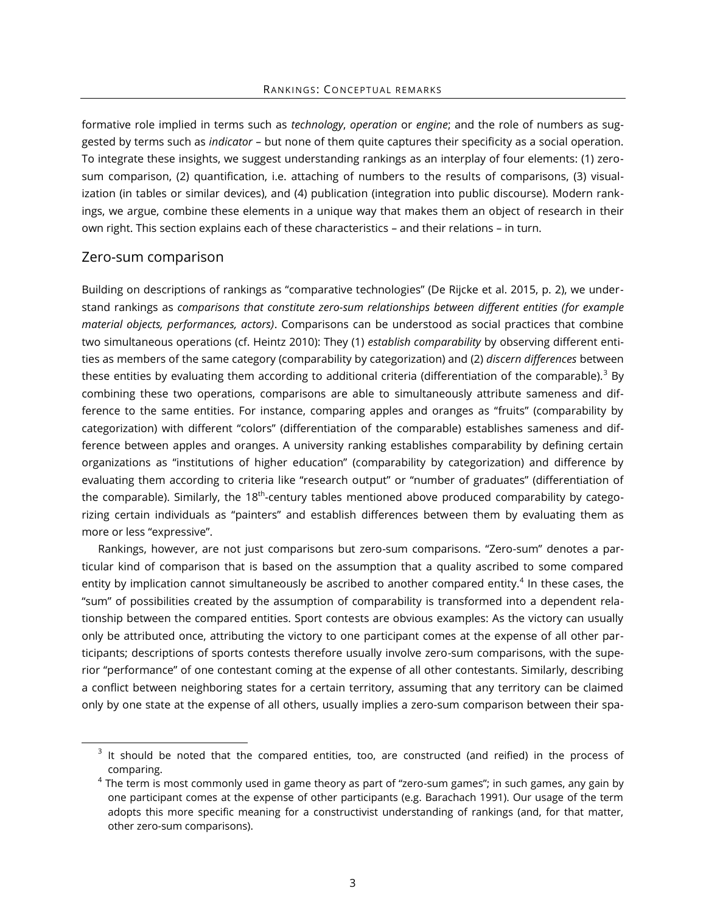formative role implied in terms such as *technology*, *operation* or *engine*; and the role of numbers as suggested by terms such as *indicator* – but none of them quite captures their specificity as a social operation. To integrate these insights, we suggest understanding rankings as an interplay of four elements: (1) zero-sum comparison, (2) quantification, i.e. attaching of numbers to the results of comparisons, (3) visualization (in tables or similar devices), and (4) publication (integration into public discourse). Modern rankings, we argue, combine these elements in a unique way that makes them an object of research in their own right. This section explains each of these characteristics – and their relations – in turn.

## Zero-sum comparison

Building on descriptions of rankings as "comparative technologies" (De Rijcke et al. 2015, p. 2), we understand rankings as *comparisons that constitute zero-sum relationships between different entities (for example material objects, performances, actors)*. Comparisons can be understood as social practices that combine two simultaneous operations (cf. Heintz 2010): They (1) *establish comparability* by observing different entities as members of the same category (comparability by categorization) and (2) *discern differences* between these entities by evaluating them according to additional criteria (differentiation of the comparable).[3] By combining these two operations, comparisons are able to simultaneously attribute sameness and difference to the same entities. For instance, comparing apples and oranges as "fruits" (comparability by categorization) with different "colors" (differentiation of the comparable) establishes sameness and difference between apples and oranges. A university ranking establishes comparability by defining certain organizations as "institutions of higher education" (comparability by categorization) and difference by evaluating them according to criteria like "research output" or "number of graduates" (differentiation of the comparable). Similarly, the 18th-century tables mentioned above produced comparability by categorizing certain individuals as "painters" and establish differences between them by evaluating them as more or less "expressive".

Rankings, however, are not just comparisons but zero-sum comparisons. "Zero-sum" denotes a particular kind of comparison that is based on the assumption that a quality ascribed to some compared entity by implication cannot simultaneously be ascribed to another compared entity.[4] In these cases, the "sum" of possibilities created by the assumption of comparability is transformed into a dependent relationship between the compared entities. Sport contests are obvious examples: As the victory can usually only be attributed once, attributing the victory to one participant comes at the expense of all other participants; descriptions of sports contests therefore usually involve zero-sum comparisons, with the superior "performance" of one contestant coming at the expense of all other contestants. Similarly, describing a conflict between neighboring states for a certain territory, assuming that any territory can be claimed only by one state at the expense of all others, usually implies a zero-sum comparison between their spa-

[3] It should be noted that the compared entities, too, are constructed (and reified) in the process of comparing.

[4] The term is most commonly used in game theory as part of "zero-sum games"; in such games, any gain by one participant comes at the expense of other participants (e.g. Barachach 1991). Our usage of the term adopts this more specific meaning for a constructivist understanding of rankings (and, for that matter, other zero-sum comparisons).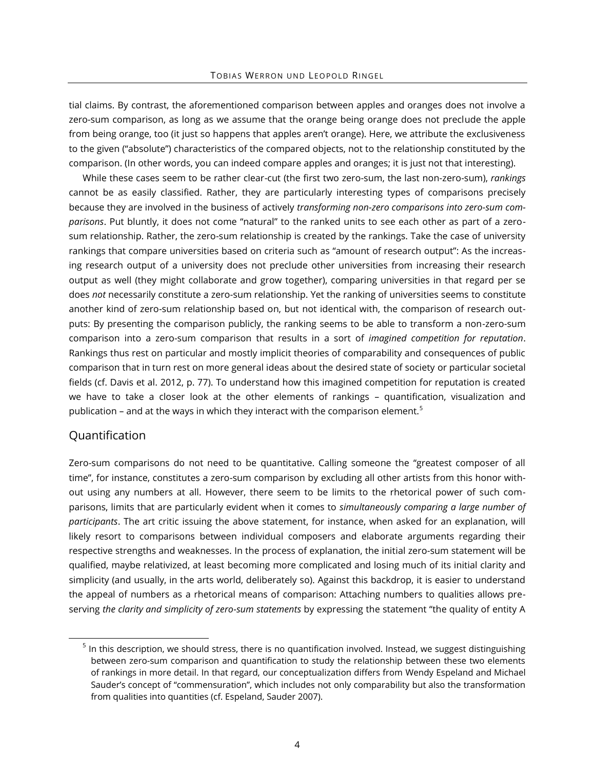tial claims. By contrast, the aforementioned comparison between apples and oranges does not involve a zero-sum comparison, as long as we assume that the orange being orange does not preclude the apple from being orange, too (it just so happens that apples aren't orange). Here, we attribute the exclusiveness to the given ("absolute") characteristics of the compared objects, not to the relationship constituted by the comparison. (In other words, you can indeed compare apples and oranges; it is just not that interesting).

While these cases seem to be rather clear-cut (the first two zero-sum, the last non-zero-sum), *rankings* cannot be as easily classified. Rather, they are particularly interesting types of comparisons precisely because they are involved in the business of actively *transforming non-zero comparisons into zero-sum comparisons*. Put bluntly, it does not come "natural" to the ranked units to see each other as part of a zero-sum relationship. Rather, the zero-sum relationship is created by the rankings. Take the case of university rankings that compare universities based on criteria such as "amount of research output": As the increasing research output of a university does not preclude other universities from increasing their research output as well (they might collaborate and grow together), comparing universities in that regard per se does *not* necessarily constitute a zero-sum relationship. Yet the ranking of universities seems to constitute another kind of zero-sum relationship based on, but not identical with, the comparison of research outputs: By presenting the comparison publicly, the ranking seems to be able to transform a non-zero-sum comparison into a zero-sum comparison that results in a sort of *imagined competition for reputation*. Rankings thus rest on particular and mostly implicit theories of comparability and consequences of public comparison that in turn rest on more general ideas about the desired state of society or particular societal fields (cf. Davis et al. 2012, p. 77). To understand how this imagined competition for reputation is created we have to take a closer look at the other elements of rankings – quantification, visualization and publication – and at the ways in which they interact with the comparison element.[5]

## Quantification

Zero-sum comparisons do not need to be quantitative. Calling someone the "greatest composer of all time", for instance, constitutes a zero-sum comparison by excluding all other artists from this honor without using any numbers at all. However, there seem to be limits to the rhetorical power of such comparisons, limits that are particularly evident when it comes to *simultaneously comparing a large number of participants*. The art critic issuing the above statement, for instance, when asked for an explanation, will likely resort to comparisons between individual composers and elaborate arguments regarding their respective strengths and weaknesses. In the process of explanation, the initial zero-sum statement will be qualified, maybe relativized, at least becoming more complicated and losing much of its initial clarity and simplicity (and usually, in the arts world, deliberately so). Against this backdrop, it is easier to understand the appeal of numbers as a rhetorical means of comparison: Attaching numbers to qualities allows preserving *the clarity and simplicity of zero-sum statements* by expressing the statement "the quality of entity A

[5] In this description, we should stress, there is no quantification involved. Instead, we suggest distinguishing between zero-sum comparison and quantification to study the relationship between these two elements of rankings in more detail. In that regard, our conceptualization differs from Wendy Espeland and Michael Sauder's concept of "commensuration", which includes not only comparability but also the transformation from qualities into quantities (cf. Espeland, Sauder 2007).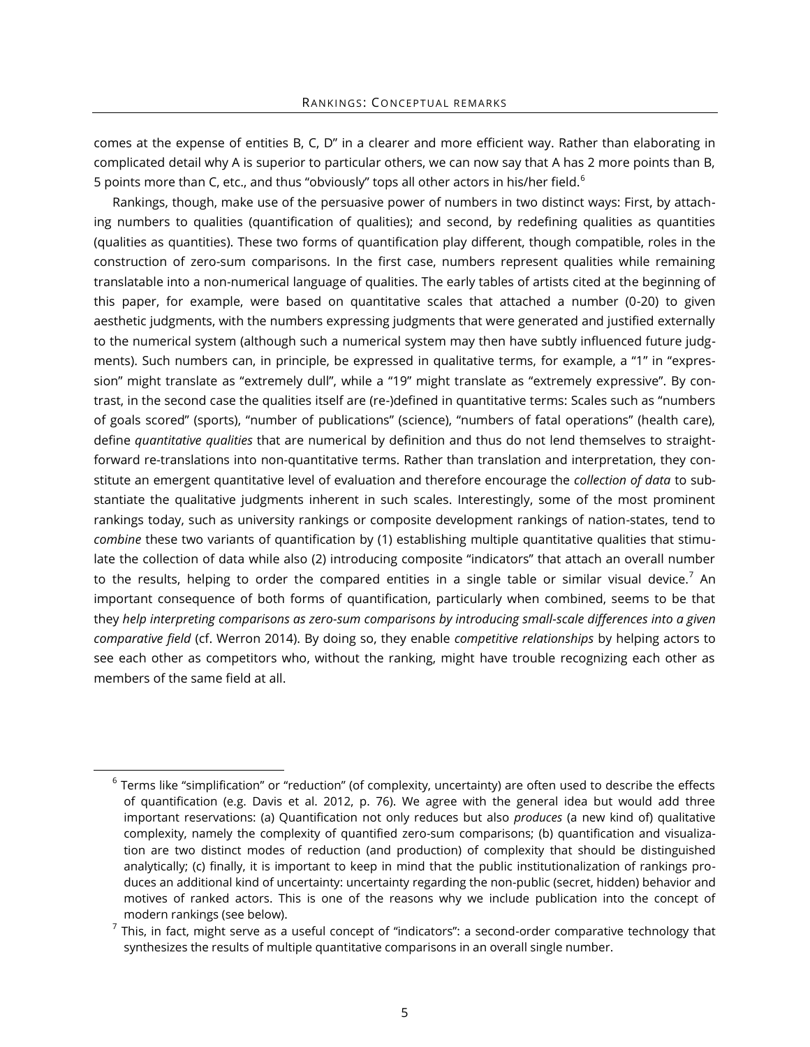comes at the expense of entities B, C, D" in a clearer and more efficient way. Rather than elaborating in complicated detail why A is superior to particular others, we can now say that A has 2 more points than B, 5 points more than C, etc., and thus "obviously" tops all other actors in his/her field.[6]

Rankings, though, make use of the persuasive power of numbers in two distinct ways: First, by attaching numbers to qualities (quantification of qualities); and second, by redefining qualities as quantities (qualities as quantities). These two forms of quantification play different, though compatible, roles in the construction of zero-sum comparisons. In the first case, numbers represent qualities while remaining translatable into a non-numerical language of qualities. The early tables of artists cited at the beginning of this paper, for example, were based on quantitative scales that attached a number (0-20) to given aesthetic judgments, with the numbers expressing judgments that were generated and justified externally to the numerical system (although such a numerical system may then have subtly influenced future judgments). Such numbers can, in principle, be expressed in qualitative terms, for example, a "1" in "expression" might translate as "extremely dull", while a "19" might translate as "extremely expressive". By contrast, in the second case the qualities itself are (re-)defined in quantitative terms: Scales such as "numbers of goals scored" (sports), "number of publications" (science), "numbers of fatal operations" (health care), define *quantitative qualities* that are numerical by definition and thus do not lend themselves to straightforward re-translations into non-quantitative terms. Rather than translation and interpretation, they constitute an emergent quantitative level of evaluation and therefore encourage the *collection of data* to substantiate the qualitative judgments inherent in such scales. Interestingly, some of the most prominent rankings today, such as university rankings or composite development rankings of nation-states, tend to *combine* these two variants of quantification by (1) establishing multiple quantitative qualities that stimulate the collection of data while also (2) introducing composite "indicators" that attach an overall number to the results, helping to order the compared entities in a single table or similar visual device.[7] An important consequence of both forms of quantification, particularly when combined, seems to be that they *help interpreting comparisons as zero-sum comparisons by introducing small-scale differences into a given comparative field* (cf. Werron 2014). By doing so, they enable *competitive relationships* by helping actors to see each other as competitors who, without the ranking, might have trouble recognizing each other as members of the same field at all.

---

[6] Terms like "simplification" or "reduction" (of complexity, uncertainty) are often used to describe the effects of quantification (e.g. Davis et al. 2012, p. 76). We agree with the general idea but would add three important reservations: (a) Quantification not only reduces but also *produces* (a new kind of) qualitative complexity, namely the complexity of quantified zero-sum comparisons; (b) quantification and visualization are two distinct modes of reduction (and production) of complexity that should be distinguished analytically; (c) finally, it is important to keep in mind that the public institutionalization of rankings produces an additional kind of uncertainty: uncertainty regarding the non-public (secret, hidden) behavior and motives of ranked actors. This is one of the reasons why we include publication into the concept of modern rankings (see below).

[7] This, in fact, might serve as a useful concept of "indicators": a second-order comparative technology that synthesizes the results of multiple quantitative comparisons in an overall single number.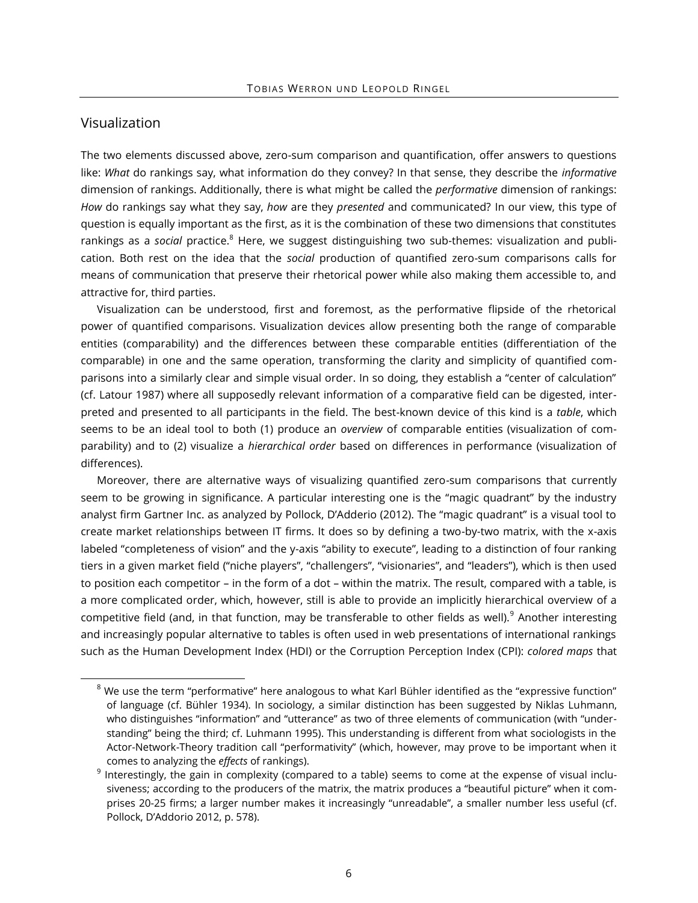## Visualization

The two elements discussed above, zero-sum comparison and quantification, offer answers to questions like: *What* do rankings say, what information do they convey? In that sense, they describe the *informative* dimension of rankings. Additionally, there is what might be called the *performative* dimension of rankings: *How* do rankings say what they say, *how* are they *presented* and communicated? In our view, this type of question is equally important as the first, as it is the combination of these two dimensions that constitutes rankings as a *social* practice.[8] Here, we suggest distinguishing two sub-themes: visualization and publication. Both rest on the idea that the *social* production of quantified zero-sum comparisons calls for means of communication that preserve their rhetorical power while also making them accessible to, and attractive for, third parties.

Visualization can be understood, first and foremost, as the performative flipside of the rhetorical power of quantified comparisons. Visualization devices allow presenting both the range of comparable entities (comparability) and the differences between these comparable entities (differentiation of the comparable) in one and the same operation, transforming the clarity and simplicity of quantified comparisons into a similarly clear and simple visual order. In so doing, they establish a "center of calculation" (cf. Latour 1987) where all supposedly relevant information of a comparative field can be digested, interpreted and presented to all participants in the field. The best-known device of this kind is a *table*, which seems to be an ideal tool to both (1) produce an *overview* of comparable entities (visualization of comparability) and to (2) visualize a *hierarchical order* based on differences in performance (visualization of differences).

Moreover, there are alternative ways of visualizing quantified zero-sum comparisons that currently seem to be growing in significance. A particular interesting one is the "magic quadrant" by the industry analyst firm Gartner Inc. as analyzed by Pollock, D'Adderio (2012). The "magic quadrant" is a visual tool to create market relationships between IT firms. It does so by defining a two-by-two matrix, with the x-axis labeled "completeness of vision" and the y-axis "ability to execute", leading to a distinction of four ranking tiers in a given market field ("niche players", "challengers", "visionaries", and "leaders"), which is then used to position each competitor – in the form of a dot – within the matrix. The result, compared with a table, is a more complicated order, which, however, still is able to provide an implicitly hierarchical overview of a competitive field (and, in that function, may be transferable to other fields as well).[9] Another interesting and increasingly popular alternative to tables is often used in web presentations of international rankings such as the Human Development Index (HDI) or the Corruption Perception Index (CPI): *colored maps* that

---

[8] We use the term "performative" here analogous to what Karl Bühler identified as the "expressive function" of language (cf. Bühler 1934). In sociology, a similar distinction has been suggested by Niklas Luhmann, who distinguishes "information" and "utterance" as two of three elements of communication (with "understanding" being the third; cf. Luhmann 1995). This understanding is different from what sociologists in the Actor-Network-Theory tradition call "performativity" (which, however, may prove to be important when it comes to analyzing the *effects* of rankings).

[9] Interestingly, the gain in complexity (compared to a table) seems to come at the expense of visual inclusiveness; according to the producers of the matrix, the matrix produces a "beautiful picture" when it comprises 20-25 firms; a larger number makes it increasingly "unreadable", a smaller number less useful (cf. Pollock, D'Addorio 2012, p. 578).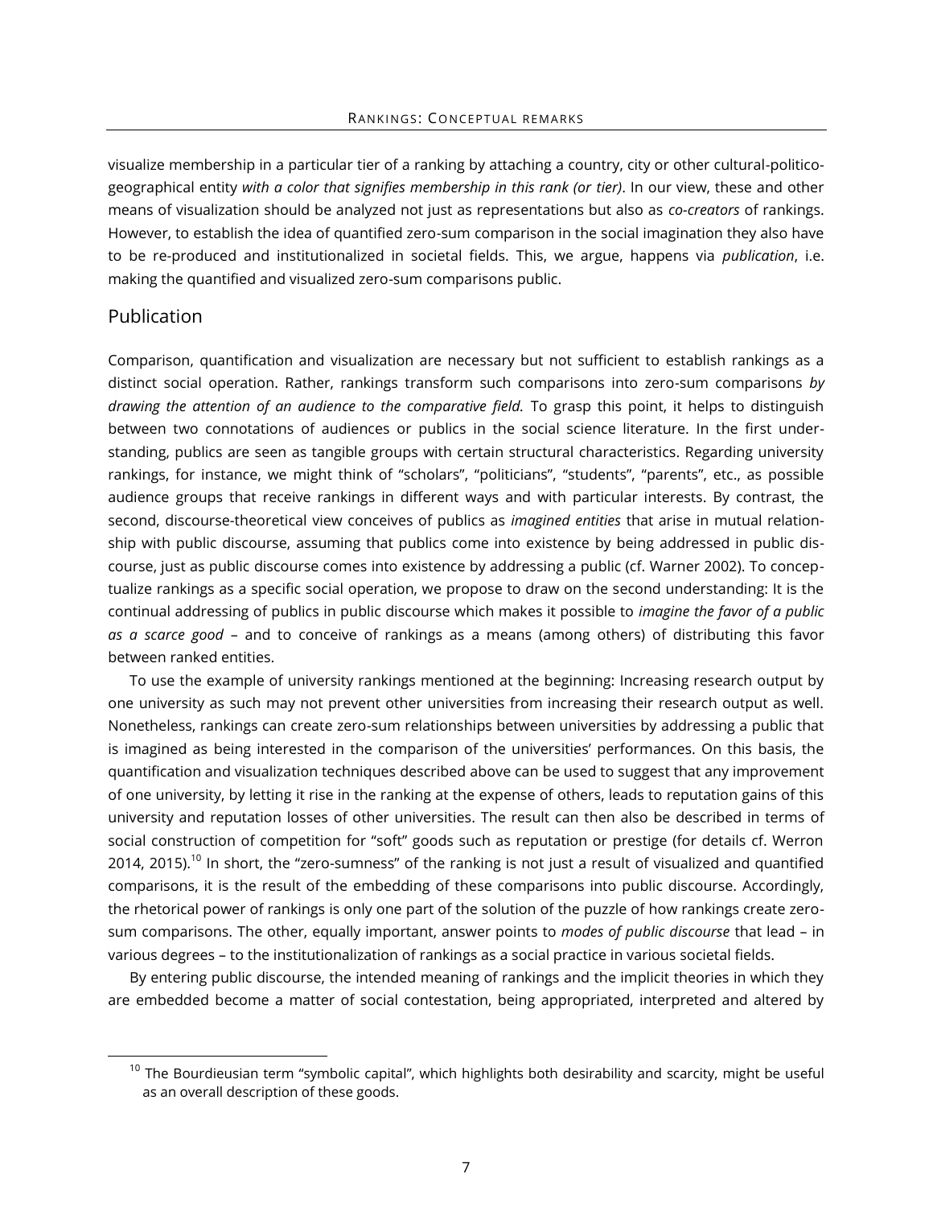visualize membership in a particular tier of a ranking by attaching a country, city or other cultural-politico-geographical entity *with a color that signifies membership in this rank (or tier)*. In our view, these and other means of visualization should be analyzed not just as representations but also as *co-creators* of rankings. However, to establish the idea of quantified zero-sum comparison in the social imagination they also have to be re-produced and institutionalized in societal fields. This, we argue, happens via *publication*, i.e. making the quantified and visualized zero-sum comparisons public.

## Publication

Comparison, quantification and visualization are necessary but not sufficient to establish rankings as a distinct social operation. Rather, rankings transform such comparisons into zero-sum comparisons *by drawing the attention of an audience to the comparative field.* To grasp this point, it helps to distinguish between two connotations of audiences or publics in the social science literature. In the first understanding, publics are seen as tangible groups with certain structural characteristics. Regarding university rankings, for instance, we might think of "scholars", "politicians", "students", "parents", etc., as possible audience groups that receive rankings in different ways and with particular interests. By contrast, the second, discourse-theoretical view conceives of publics as *imagined entities* that arise in mutual relationship with public discourse, assuming that publics come into existence by being addressed in public discourse, just as public discourse comes into existence by addressing a public (cf. Warner 2002). To conceptualize rankings as a specific social operation, we propose to draw on the second understanding: It is the continual addressing of publics in public discourse which makes it possible to *imagine the favor of a public as a scarce good* – and to conceive of rankings as a means (among others) of distributing this favor between ranked entities.

To use the example of university rankings mentioned at the beginning: Increasing research output by one university as such may not prevent other universities from increasing their research output as well. Nonetheless, rankings can create zero-sum relationships between universities by addressing a public that is imagined as being interested in the comparison of the universities' performances. On this basis, the quantification and visualization techniques described above can be used to suggest that any improvement of one university, by letting it rise in the ranking at the expense of others, leads to reputation gains of this university and reputation losses of other universities. The result can then also be described in terms of social construction of competition for "soft" goods such as reputation or prestige (for details cf. Werron 2014, 2015).[10] In short, the "zero-sumness" of the ranking is not just a result of visualized and quantified comparisons, it is the result of the embedding of these comparisons into public discourse. Accordingly, the rhetorical power of rankings is only one part of the solution of the puzzle of how rankings create zero-sum comparisons. The other, equally important, answer points to *modes of public discourse* that lead – in various degrees – to the institutionalization of rankings as a social practice in various societal fields.

By entering public discourse, the intended meaning of rankings and the implicit theories in which they are embedded become a matter of social contestation, being appropriated, interpreted and altered by

[10] The Bourdieusian term "symbolic capital", which highlights both desirability and scarcity, might be useful as an overall description of these goods.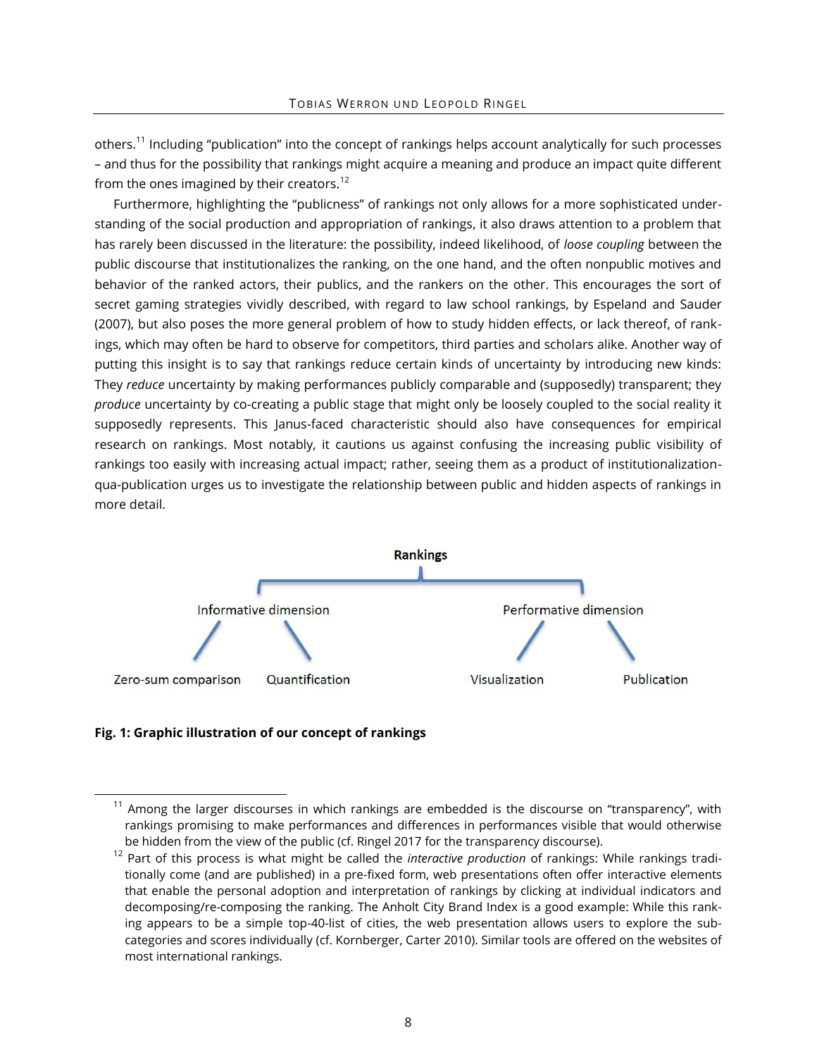others.[11] Including "publication" into the concept of rankings helps account analytically for such processes – and thus for the possibility that rankings might acquire a meaning and produce an impact quite different from the ones imagined by their creators.[12]

Furthermore, highlighting the "publicness" of rankings not only allows for a more sophisticated understanding of the social production and appropriation of rankings, it also draws attention to a problem that has rarely been discussed in the literature: the possibility, indeed likelihood, of *loose coupling* between the public discourse that institutionalizes the ranking, on the one hand, and the often nonpublic motives and behavior of the ranked actors, their publics, and the rankers on the other. This encourages the sort of secret gaming strategies vividly described, with regard to law school rankings, by Espeland and Sauder (2007), but also poses the more general problem of how to study hidden effects, or lack thereof, of rankings, which may often be hard to observe for competitors, third parties and scholars alike. Another way of putting this insight is to say that rankings reduce certain kinds of uncertainty by introducing new kinds: They *reduce* uncertainty by making performances publicly comparable and (supposedly) transparent; they *produce* uncertainty by co-creating a public stage that might only be loosely coupled to the social reality it supposedly represents. This Janus-faced characteristic should also have consequences for empirical research on rankings. Most notably, it cautions us against confusing the increasing public visibility of rankings too easily with increasing actual impact; rather, seeing them as a product of institutionalization-qua-publication urges us to investigate the relationship between public and hidden aspects of rankings in more detail.

- **Rankings**
  - Informative dimension
    - Zero-sum comparison
    - Quantification
  - Performative dimension
    - Visualization
    - Publication

**Fig. 1: Graphic illustration of our concept of rankings**

---

[11] Among the larger discourses in which rankings are embedded is the discourse on "transparency", with rankings promising to make performances and differences in performances visible that would otherwise be hidden from the view of the public (cf. Ringel 2017 for the transparency discourse).

[12] Part of this process is what might be called the *interactive production* of rankings: While rankings traditionally come (and are published) in a pre-fixed form, web presentations often offer interactive elements that enable the personal adoption and interpretation of rankings by clicking at individual indicators and decomposing/re-composing the ranking. The Anholt City Brand Index is a good example: While this ranking appears to be a simple top-40-list of cities, the web presentation allows users to explore the subcategories and scores individually (cf. Kornberger, Carter 2010). Similar tools are offered on the websites of most international rankings.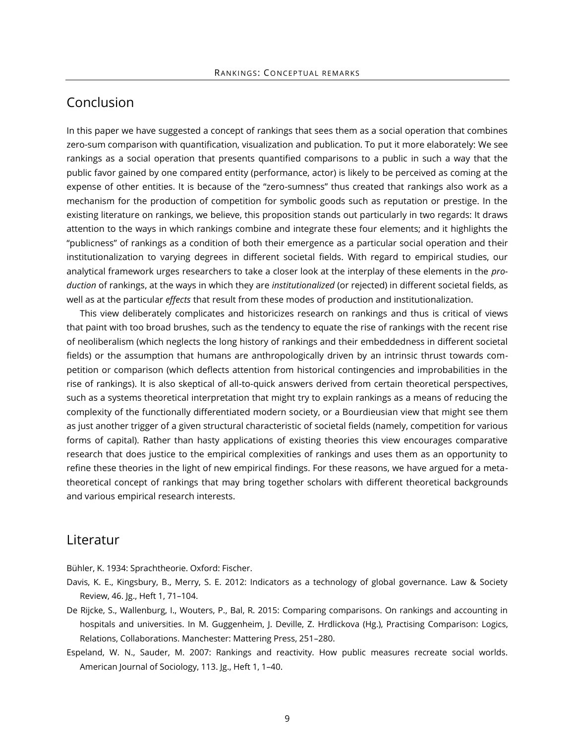## Conclusion

In this paper we have suggested a concept of rankings that sees them as a social operation that combines zero-sum comparison with quantification, visualization and publication. To put it more elaborately: We see rankings as a social operation that presents quantified comparisons to a public in such a way that the public favor gained by one compared entity (performance, actor) is likely to be perceived as coming at the expense of other entities. It is because of the "zero-sumness" thus created that rankings also work as a mechanism for the production of competition for symbolic goods such as reputation or prestige. In the existing literature on rankings, we believe, this proposition stands out particularly in two regards: It draws attention to the ways in which rankings combine and integrate these four elements; and it highlights the "publicness" of rankings as a condition of both their emergence as a particular social operation and their institutionalization to varying degrees in different societal fields. With regard to empirical studies, our analytical framework urges researchers to take a closer look at the interplay of these elements in the *production* of rankings, at the ways in which they are *institutionalized* (or rejected) in different societal fields, as well as at the particular *effects* that result from these modes of production and institutionalization.

This view deliberately complicates and historicizes research on rankings and thus is critical of views that paint with too broad brushes, such as the tendency to equate the rise of rankings with the recent rise of neoliberalism (which neglects the long history of rankings and their embeddedness in different societal fields) or the assumption that humans are anthropologically driven by an intrinsic thrust towards competition or comparison (which deflects attention from historical contingencies and improbabilities in the rise of rankings). It is also skeptical of all-to-quick answers derived from certain theoretical perspectives, such as a systems theoretical interpretation that might try to explain rankings as a means of reducing the complexity of the functionally differentiated modern society, or a Bourdieusian view that might see them as just another trigger of a given structural characteristic of societal fields (namely, competition for various forms of capital). Rather than hasty applications of existing theories this view encourages comparative research that does justice to the empirical complexities of rankings and uses them as an opportunity to refine these theories in the light of new empirical findings. For these reasons, we have argued for a meta-theoretical concept of rankings that may bring together scholars with different theoretical backgrounds and various empirical research interests.

## Literatur

Bühler, K. 1934: Sprachtheorie. Oxford: Fischer.

Davis, K. E., Kingsbury, B., Merry, S. E. 2012: Indicators as a technology of global governance. Law & Society Review, 46. Jg., Heft 1, 71–104.

De Rijcke, S., Wallenburg, I., Wouters, P., Bal, R. 2015: Comparing comparisons. On rankings and accounting in hospitals and universities. In M. Guggenheim, J. Deville, Z. Hrdlickova (Hg.), Practising Comparison: Logics, Relations, Collaborations. Manchester: Mattering Press, 251–280.

Espeland, W. N., Sauder, M. 2007: Rankings and reactivity. How public measures recreate social worlds. American Journal of Sociology, 113. Jg., Heft 1, 1–40.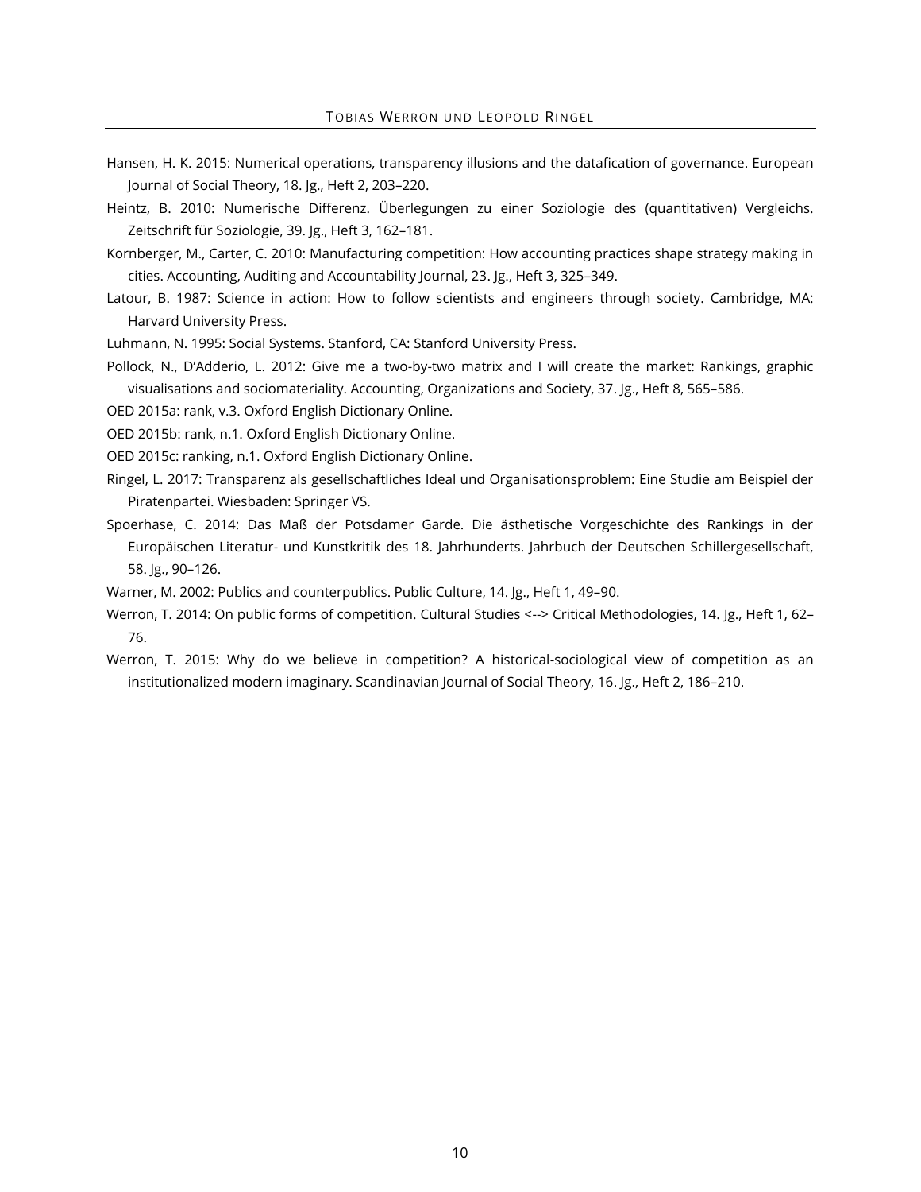Hansen, H. K. 2015: Numerical operations, transparency illusions and the datafication of governance. European Journal of Social Theory, 18. Jg., Heft 2, 203–220.

Heintz, B. 2010: Numerische Differenz. Überlegungen zu einer Soziologie des (quantitativen) Vergleichs. Zeitschrift für Soziologie, 39. Jg., Heft 3, 162–181.

Kornberger, M., Carter, C. 2010: Manufacturing competition: How accounting practices shape strategy making in cities. Accounting, Auditing and Accountability Journal, 23. Jg., Heft 3, 325–349.

Latour, B. 1987: Science in action: How to follow scientists and engineers through society. Cambridge, MA: Harvard University Press.

Luhmann, N. 1995: Social Systems. Stanford, CA: Stanford University Press.

Pollock, N., D'Adderio, L. 2012: Give me a two-by-two matrix and I will create the market: Rankings, graphic visualisations and sociomateriality. Accounting, Organizations and Society, 37. Jg., Heft 8, 565–586.

OED 2015a: rank, v.3. Oxford English Dictionary Online.

OED 2015b: rank, n.1. Oxford English Dictionary Online.

OED 2015c: ranking, n.1. Oxford English Dictionary Online.

Ringel, L. 2017: Transparenz als gesellschaftliches Ideal und Organisationsproblem: Eine Studie am Beispiel der Piratenpartei. Wiesbaden: Springer VS.

Spoerhase, C. 2014: Das Maß der Potsdamer Garde. Die ästhetische Vorgeschichte des Rankings in der Europäischen Literatur- und Kunstkritik des 18. Jahrhunderts. Jahrbuch der Deutschen Schillergesellschaft, 58. Jg., 90–126.

Warner, M. 2002: Publics and counterpublics. Public Culture, 14. Jg., Heft 1, 49–90.

Werron, T. 2014: On public forms of competition. Cultural Studies <--> Critical Methodologies, 14. Jg., Heft 1, 62–76.

Werron, T. 2015: Why do we believe in competition? A historical-sociological view of competition as an institutionalized modern imaginary. Scandinavian Journal of Social Theory, 16. Jg., Heft 2, 186–210.